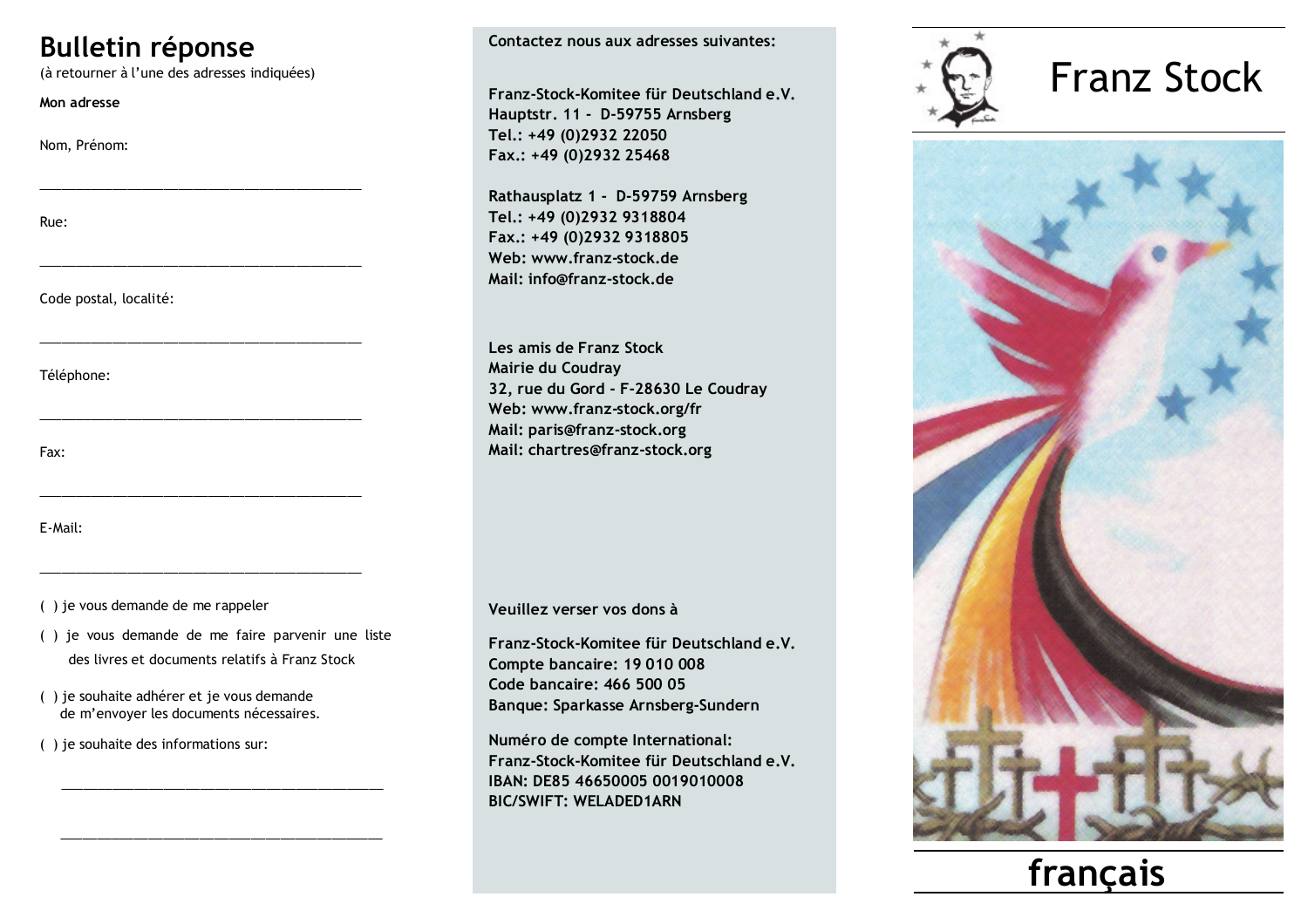# Bulletin réponse

(à retourner à l'une des adresses indiquées)

**Mon adresse**

Nom, Prénom:

_______________________________________

Rue:

_______________________________________

Code postal, localité:

_______________________________________

Téléphone:

_______________________________________

Fax:

_______________________________________

E-Mail:

_______________________________________

( ) je vous demande de me rappeler

( ) je vous demande de me faire parvenir une liste des livres et documents relatifs à Franz Stock

( ) je souhaite adhérer et je vous demande de m'envoyer les documents nécessaires.

( ) je souhaite des informations sur:

_______________________________________

_______________________________________

**Contactez nous aux adresses suivantes:**

**Franz-Stock-Komitee für Deutschland e.V.**
**Hauptstr. 11 - D-59755 Arnsberg**
**Tel.: +49 (0)2932 22050**
**Fax.: +49 (0)2932 25468**

**Rathausplatz 1 - D-59759 Arnsberg**
**Tel.: +49 (0)2932 9318804**
**Fax.: +49 (0)2932 9318805**
**Web: www.franz-stock.de**
**Mail: info@franz-stock.de**

**Les amis de Franz Stock**
**Mairie du Coudray**
**32, rue du Gord - F-28630 Le Coudray**
**Web: www.franz-stock.org/fr**
**Mail: paris@franz-stock.org**
**Mail: chartres@franz-stock.org**

**Veuillez verser vos dons à**

**Franz-Stock-Komitee für Deutschland e.V.**
**Compte bancaire: 19 010 008**
**Code bancaire: 466 500 05**
**Banque: Sparkasse Arnsberg-Sundern**

**Numéro de compte International:**
**Franz-Stock-Komitee für Deutschland e.V.**
**IBAN: DE85 46650005 0019010008**
**BIC/SWIFT: WELADED1ARN**

# Franz Stock

# français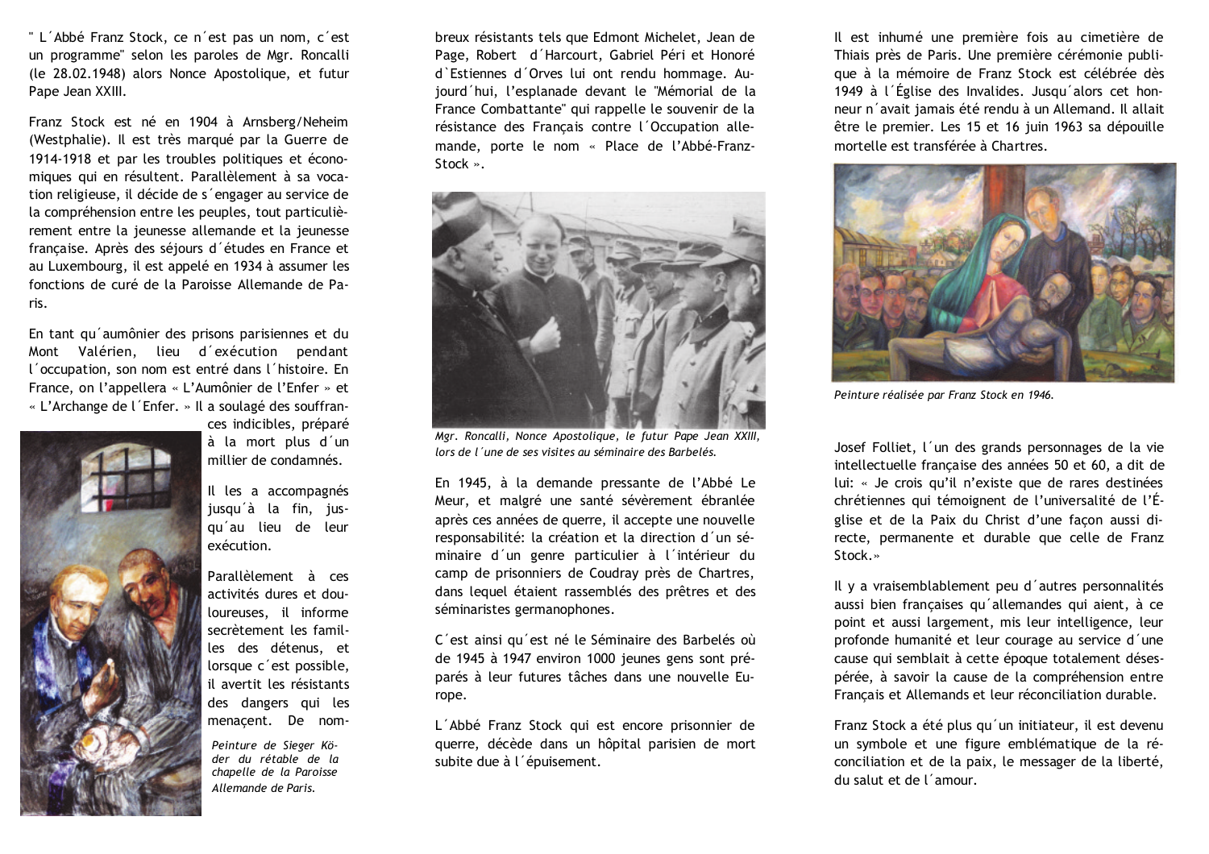" L´Abbé Franz Stock, ce n´est pas un nom, c´est un programme" selon les paroles de Mgr. Roncalli (le 28.02.1948) alors Nonce Apostolique, et futur Pape Jean XXIII.

Franz Stock est né en 1904 à Arnsberg/Neheim (Westphalie). Il est très marqué par la Guerre de 1914-1918 et par les troubles politiques et économiques qui en résultent. Parallèlement à sa vocation religieuse, il décide de s´engager au service de la compréhension entre les peuples, tout particulièrement entre la jeunesse allemande et la jeunesse française. Après des séjours d´études en France et au Luxembourg, il est appelé en 1934 à assumer les fonctions de curé de la Paroisse Allemande de Paris.

En tant qu´aumônier des prisons parisiennes et du Mont Valérien, lieu d´exécution pendant l´occupation, son nom est entré dans l´histoire. En France, on l'appellera « L'Aumônier de l'Enfer » et « L'Archange de l´Enfer. » Il a soulagé des souffrances indicibles, préparé à la mort plus d´un millier de condamnés.

Il les a accompagnés jusqu´à la fin, jusqu´au lieu de leur exécution.

Parallèlement à ces activités dures et douloureuses, il informe secrètement les familles des détenus, et lorsque c´est possible, il avertit les résistants des dangers qui les menaçent. De nombreux résistants tels que Edmont Michelet, Jean de Page, Robert d´Harcourt, Gabriel Péri et Honoré d`Estiennes d´Orves lui ont rendu hommage. Aujourd´hui, l'esplanade devant le "Mémorial de la France Combattante" qui rappelle le souvenir de la résistance des Français contre l´Occupation allemande, porte le nom « Place de l'Abbé-Franz-Stock ».

*Peinture de Sieger Köder du rétable de la chapelle de la Paroisse Allemande de Paris.*

*Mgr. Roncalli, Nonce Apostolique, le futur Pape Jean XXIII, lors de l´une de ses visites au séminaire des Barbelés.*

En 1945, à la demande pressante de l'Abbé Le Meur, et malgré une santé sévèrement ébranlée après ces années de querre, il accepte une nouvelle responsabilité: la création et la direction d´un séminaire d´un genre particulier à l´intérieur du camp de prisonniers de Coudray près de Chartres, dans lequel étaient rassemblés des prêtres et des séminaristes germanophones.

C´est ainsi qu´est né le Séminaire des Barbelés où de 1945 à 1947 environ 1000 jeunes gens sont préparés à leur futures tâches dans une nouvelle Europe.

L´Abbé Franz Stock qui est encore prisonnier de querre, décède dans un hôpital parisien de mort subite due à l´épuisement.

Il est inhumé une première fois au cimetière de Thiais près de Paris. Une première cérémonie publique à la mémoire de Franz Stock est célébrée dès 1949 à l´Église des Invalides. Jusqu´alors cet honneur n´avait jamais été rendu à un Allemand. Il allait être le premier. Les 15 et 16 juin 1963 sa dépouille mortelle est transférée à Chartres.

*Peinture réalisée par Franz Stock en 1946.*

Josef Folliet, l´un des grands personnages de la vie intellectuelle française des années 50 et 60, a dit de lui: « Je crois qu'il n'existe que de rares destinées chrétiennes qui témoignent de l'universalité de l'Église et de la Paix du Christ d'une façon aussi directe, permanente et durable que celle de Franz Stock.»

Il y a vraisemblablement peu d´autres personnalités aussi bien françaises qu´allemandes qui aient, à ce point et aussi largement, mis leur intelligence, leur profonde humanité et leur courage au service d´une cause qui semblait à cette époque totalement désespérée, à savoir la cause de la compréhension entre Français et Allemands et leur réconciliation durable.

Franz Stock a été plus qu´un initiateur, il est devenu un symbole et une figure emblématique de la réconciliation et de la paix, le messager de la liberté, du salut et de l´amour.